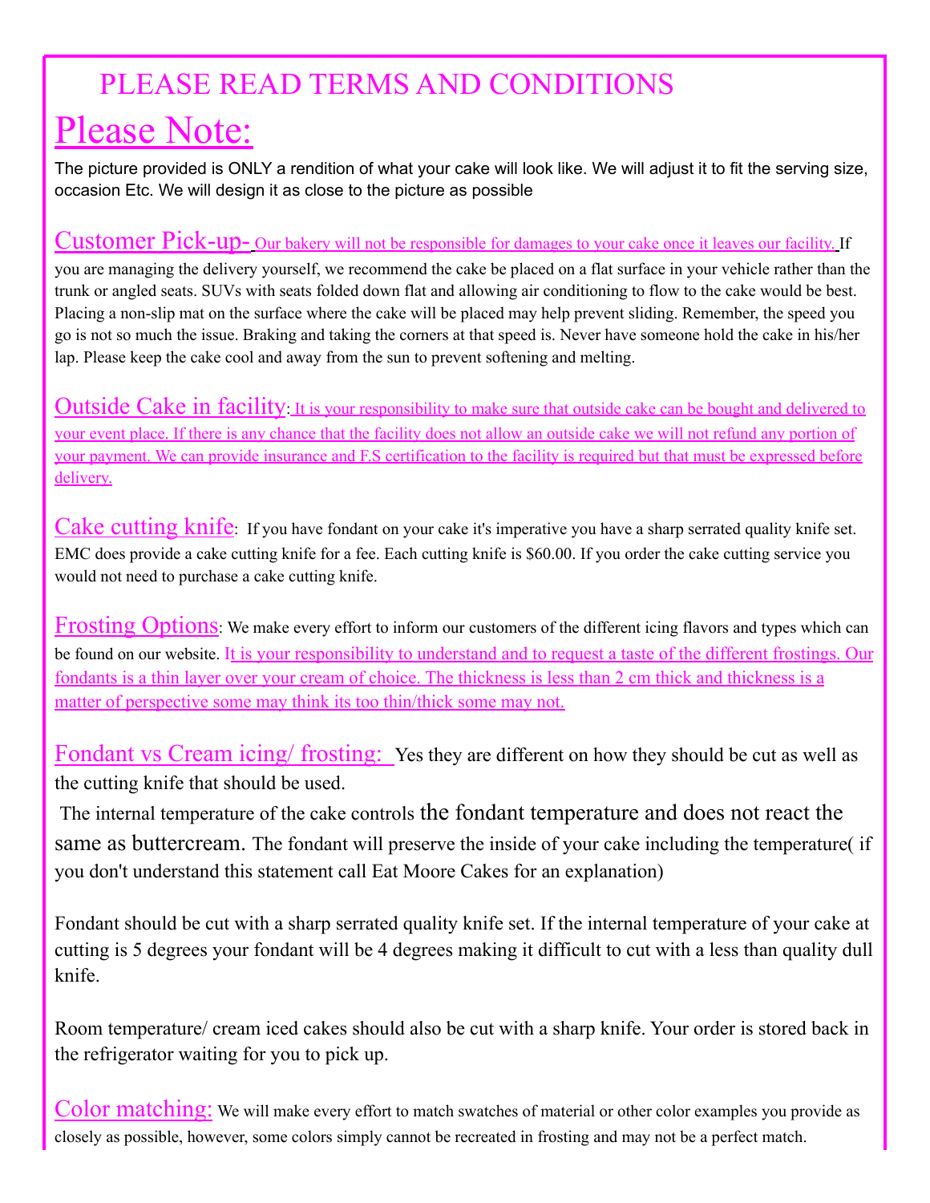# PLEASE READ TERMS AND CONDITIONS

## Please Note:

The picture provided is ONLY a rendition of what your cake will look like. We will adjust it to fit the serving size, occasion Etc. We will design it as close to the picture as possible

**Customer Pick-up-** Our bakery will not be responsible for damages to your cake once it leaves our facility. If you are managing the delivery yourself, we recommend the cake be placed on a flat surface in your vehicle rather than the trunk or angled seats. SUVs with seats folded down flat and allowing air conditioning to flow to the cake would be best. Placing a non-slip mat on the surface where the cake will be placed may help prevent sliding. Remember, the speed you go is not so much the issue. Braking and taking the corners at that speed is. Never have someone hold the cake in his/her lap. Please keep the cake cool and away from the sun to prevent softening and melting.

**Outside Cake in facility**: It is your responsibility to make sure that outside cake can be bought and delivered to your event place. If there is any chance that the facility does not allow an outside cake we will not refund any portion of your payment. We can provide insurance and F.S certification to the facility is required but that must be expressed before delivery.

**Cake cutting knife**: If you have fondant on your cake it's imperative you have a sharp serrated quality knife set. EMC does provide a cake cutting knife for a fee. Each cutting knife is $60.00. If you order the cake cutting service you would not need to purchase a cake cutting knife.

**Frosting Options**: We make every effort to inform our customers of the different icing flavors and types which can be found on our website. It is your responsibility to understand and to request a taste of the different frostings. Our fondants is a thin layer over your cream of choice. The thickness is less than 2 cm thick and thickness is a matter of perspective some may think its too thin/thick some may not.

**Fondant vs Cream icing/ frosting:** Yes they are different on how they should be cut as well as the cutting knife that should be used.

The internal temperature of the cake controls the fondant temperature and does not react the same as buttercream. The fondant will preserve the inside of your cake including the temperature( if you don't understand this statement call Eat Moore Cakes for an explanation)

Fondant should be cut with a sharp serrated quality knife set. If the internal temperature of your cake at cutting is 5 degrees your fondant will be 4 degrees making it difficult to cut with a less than quality dull knife.

Room temperature/ cream iced cakes should also be cut with a sharp knife. Your order is stored back in the refrigerator waiting for you to pick up.

**Color matching:** We will make every effort to match swatches of material or other color examples you provide as closely as possible, however, some colors simply cannot be recreated in frosting and may not be a perfect match.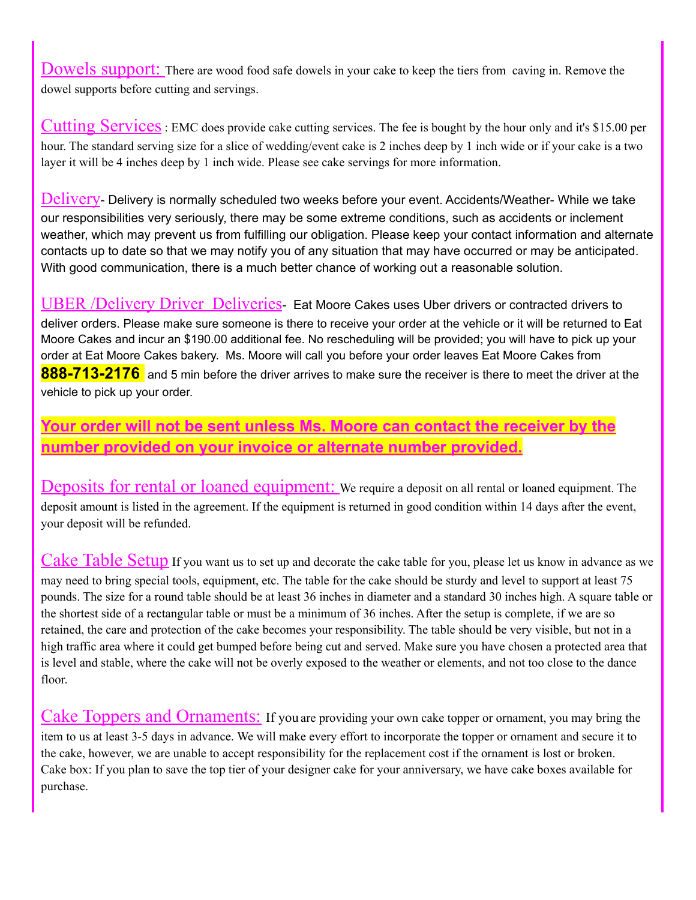Dowels support: There are wood food safe dowels in your cake to keep the tiers from caving in. Remove the dowel supports before cutting and servings.

Cutting Services : EMC does provide cake cutting services. The fee is bought by the hour only and it's $15.00 per hour. The standard serving size for a slice of wedding/event cake is 2 inches deep by 1 inch wide or if your cake is a two layer it will be 4 inches deep by 1 inch wide. Please see cake servings for more information.

Delivery- Delivery is normally scheduled two weeks before your event. Accidents/Weather- While we take our responsibilities very seriously, there may be some extreme conditions, such as accidents or inclement weather, which may prevent us from fulfilling our obligation. Please keep your contact information and alternate contacts up to date so that we may notify you of any situation that may have occurred or may be anticipated. With good communication, there is a much better chance of working out a reasonable solution.

UBER /Delivery Driver Deliveries- Eat Moore Cakes uses Uber drivers or contracted drivers to deliver orders. Please make sure someone is there to receive your order at the vehicle or it will be returned to Eat Moore Cakes and incur an $190.00 additional fee. No rescheduling will be provided; you will have to pick up your order at Eat Moore Cakes bakery. Ms. Moore will call you before your order leaves Eat Moore Cakes from **888-713-2176** and 5 min before the driver arrives to make sure the receiver is there to meet the driver at the vehicle to pick up your order.

**Your order will not be sent unless Ms. Moore can contact the receiver by the number provided on your invoice or alternate number provided.**

Deposits for rental or loaned equipment: We require a deposit on all rental or loaned equipment. The deposit amount is listed in the agreement. If the equipment is returned in good condition within 14 days after the event, your deposit will be refunded.

Cake Table Setup If you want us to set up and decorate the cake table for you, please let us know in advance as we may need to bring special tools, equipment, etc. The table for the cake should be sturdy and level to support at least 75 pounds. The size for a round table should be at least 36 inches in diameter and a standard 30 inches high. A square table or the shortest side of a rectangular table or must be a minimum of 36 inches. After the setup is complete, if we are so retained, the care and protection of the cake becomes your responsibility. The table should be very visible, but not in a high traffic area where it could get bumped before being cut and served. Make sure you have chosen a protected area that is level and stable, where the cake will not be overly exposed to the weather or elements, and not too close to the dance floor.

Cake Toppers and Ornaments: If you are providing your own cake topper or ornament, you may bring the item to us at least 3-5 days in advance. We will make every effort to incorporate the topper or ornament and secure it to the cake, however, we are unable to accept responsibility for the replacement cost if the ornament is lost or broken. Cake box: If you plan to save the top tier of your designer cake for your anniversary, we have cake boxes available for purchase.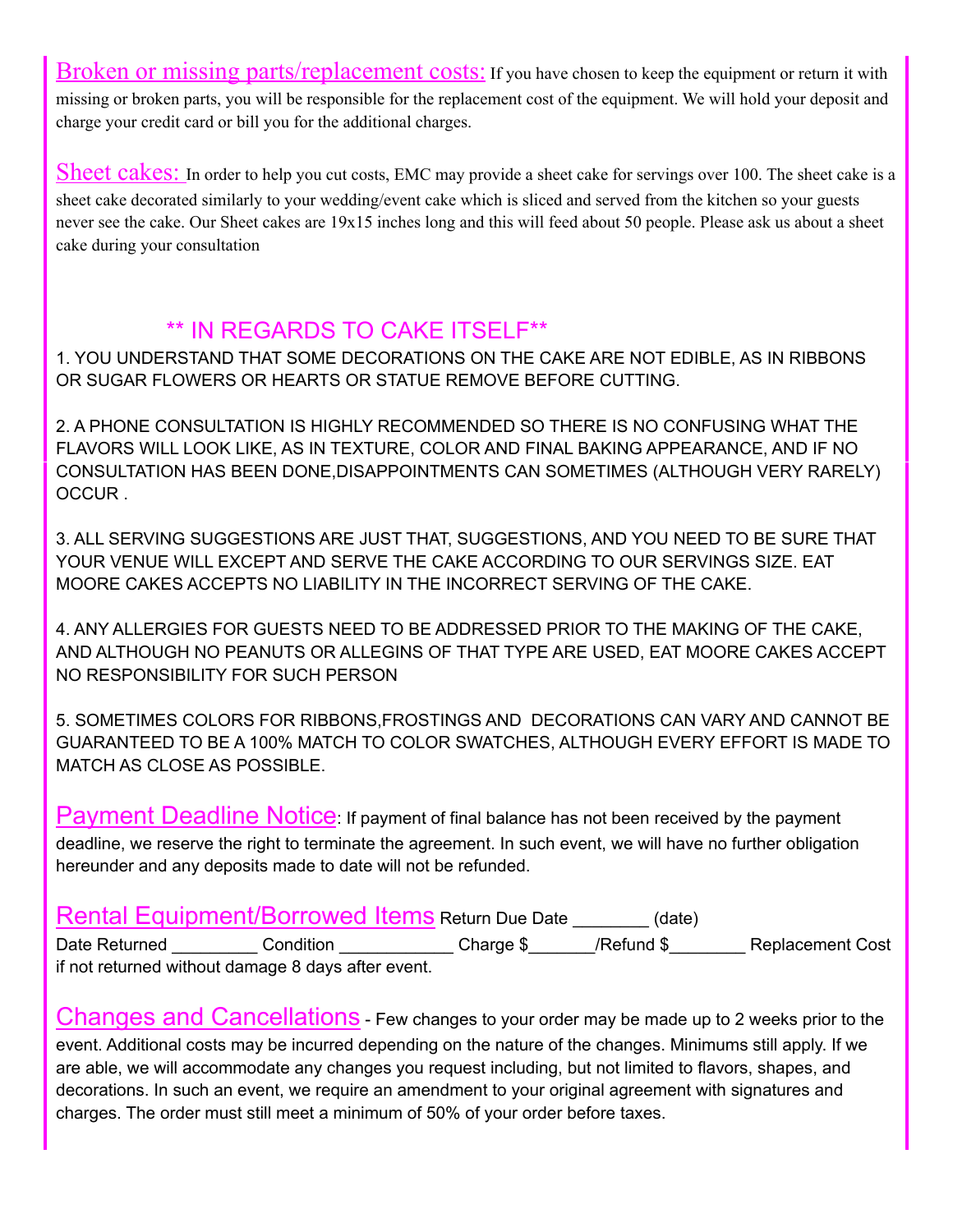**Broken or missing parts/replacement costs:** If you have chosen to keep the equipment or return it with missing or broken parts, you will be responsible for the replacement cost of the equipment. We will hold your deposit and charge your credit card or bill you for the additional charges.

**Sheet cakes:** In order to help you cut costs, EMC may provide a sheet cake for servings over 100. The sheet cake is a sheet cake decorated similarly to your wedding/event cake which is sliced and served from the kitchen so your guests never see the cake. Our Sheet cakes are 19x15 inches long and this will feed about 50 people. Please ask us about a sheet cake during your consultation

## ** IN REGARDS TO CAKE ITSELF**

1. YOU UNDERSTAND THAT SOME DECORATIONS ON THE CAKE ARE NOT EDIBLE, AS IN RIBBONS OR SUGAR FLOWERS OR HEARTS OR STATUE REMOVE BEFORE CUTTING.

2. A PHONE CONSULTATION IS HIGHLY RECOMMENDED SO THERE IS NO CONFUSING WHAT THE FLAVORS WILL LOOK LIKE, AS IN TEXTURE, COLOR AND FINAL BAKING APPEARANCE, AND IF NO CONSULTATION HAS BEEN DONE,DISAPPOINTMENTS CAN SOMETIMES (ALTHOUGH VERY RARELY) OCCUR .

3. ALL SERVING SUGGESTIONS ARE JUST THAT, SUGGESTIONS, AND YOU NEED TO BE SURE THAT YOUR VENUE WILL EXCEPT AND SERVE THE CAKE ACCORDING TO OUR SERVINGS SIZE. EAT MOORE CAKES ACCEPTS NO LIABILITY IN THE INCORRECT SERVING OF THE CAKE.

4. ANY ALLERGIES FOR GUESTS NEED TO BE ADDRESSED PRIOR TO THE MAKING OF THE CAKE, AND ALTHOUGH NO PEANUTS OR ALLEGINS OF THAT TYPE ARE USED, EAT MOORE CAKES ACCEPT NO RESPONSIBILITY FOR SUCH PERSON

5. SOMETIMES COLORS FOR RIBBONS,FROSTINGS AND DECORATIONS CAN VARY AND CANNOT BE GUARANTEED TO BE A 100% MATCH TO COLOR SWATCHES, ALTHOUGH EVERY EFFORT IS MADE TO MATCH AS CLOSE AS POSSIBLE.

**Payment Deadline Notice**: If payment of final balance has not been received by the payment deadline, we reserve the right to terminate the agreement. In such event, we will have no further obligation hereunder and any deposits made to date will not be refunded.

**Rental Equipment/Borrowed Items** Return Due Date ________ (date)
Date Returned _________ Condition ____________ Charge $_______/Refund $________ Replacement Cost if not returned without damage 8 days after event.

**Changes and Cancellations** - Few changes to your order may be made up to 2 weeks prior to the event. Additional costs may be incurred depending on the nature of the changes. Minimums still apply. If we are able, we will accommodate any changes you request including, but not limited to flavors, shapes, and decorations. In such an event, we require an amendment to your original agreement with signatures and charges. The order must still meet a minimum of 50% of your order before taxes.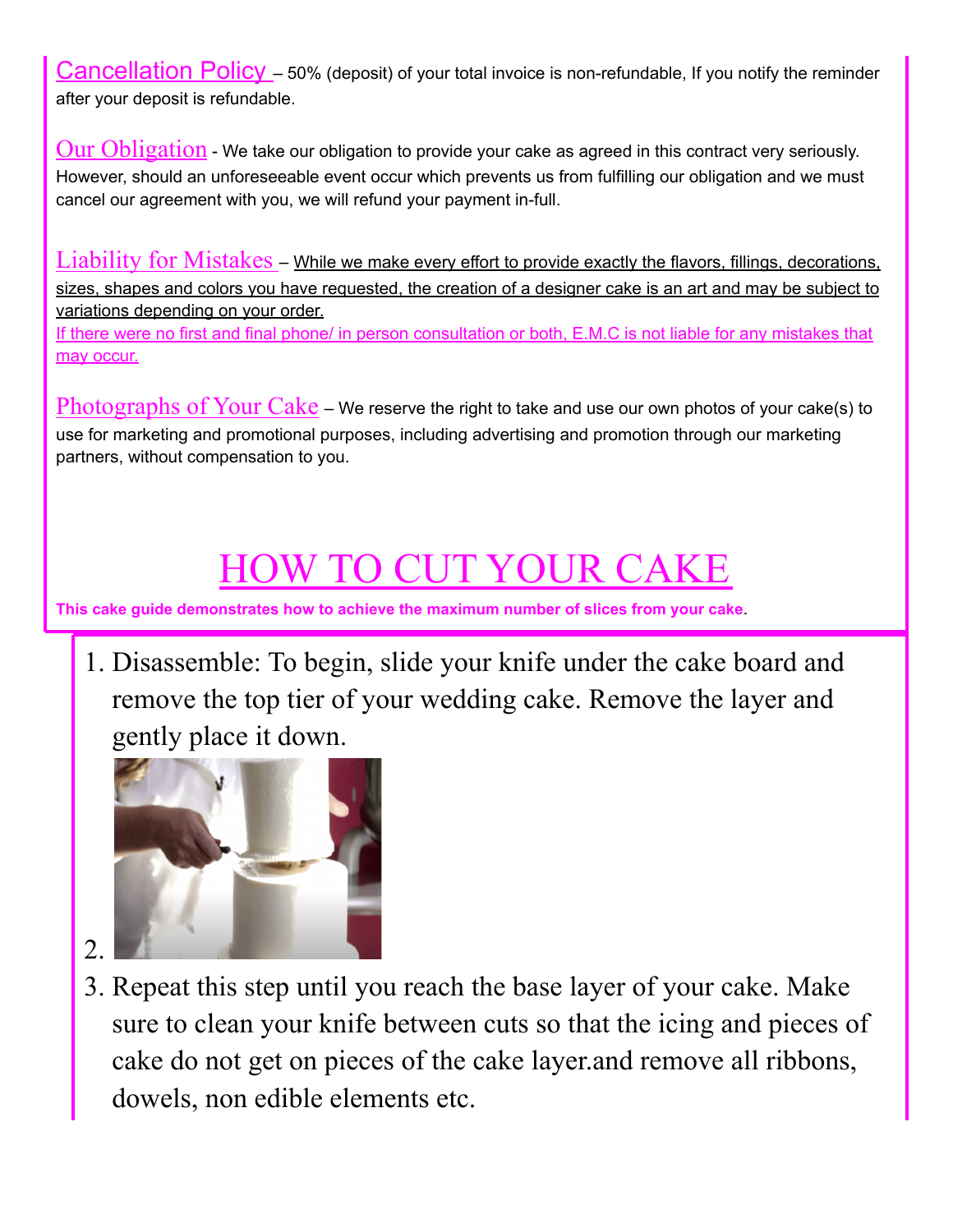**Cancellation Policy** – 50% (deposit) of your total invoice is non-refundable, If you notify the reminder after your deposit is refundable.

**Our Obligation** - We take our obligation to provide your cake as agreed in this contract very seriously. However, should an unforeseeable event occur which prevents us from fulfilling our obligation and we must cancel our agreement with you, we will refund your payment in-full.

**Liability for Mistakes** – While we make every effort to provide exactly the flavors, fillings, decorations, sizes, shapes and colors you have requested, the creation of a designer cake is an art and may be subject to variations depending on your order.
If there were no first and final phone/ in person consultation or both, E.M.C is not liable for any mistakes that may occur.

**Photographs of Your Cake** – We reserve the right to take and use our own photos of your cake(s) to use for marketing and promotional purposes, including advertising and promotion through our marketing partners, without compensation to you.

# HOW TO CUT YOUR CAKE

**This cake guide demonstrates how to achieve the maximum number of slices from your cake**.

1. Disassemble: To begin, slide your knife under the cake board and remove the top tier of your wedding cake. Remove the layer and gently place it down.
2. 
3. Repeat this step until you reach the base layer of your cake. Make sure to clean your knife between cuts so that the icing and pieces of cake do not get on pieces of the cake layer.and remove all ribbons, dowels, non edible elements etc.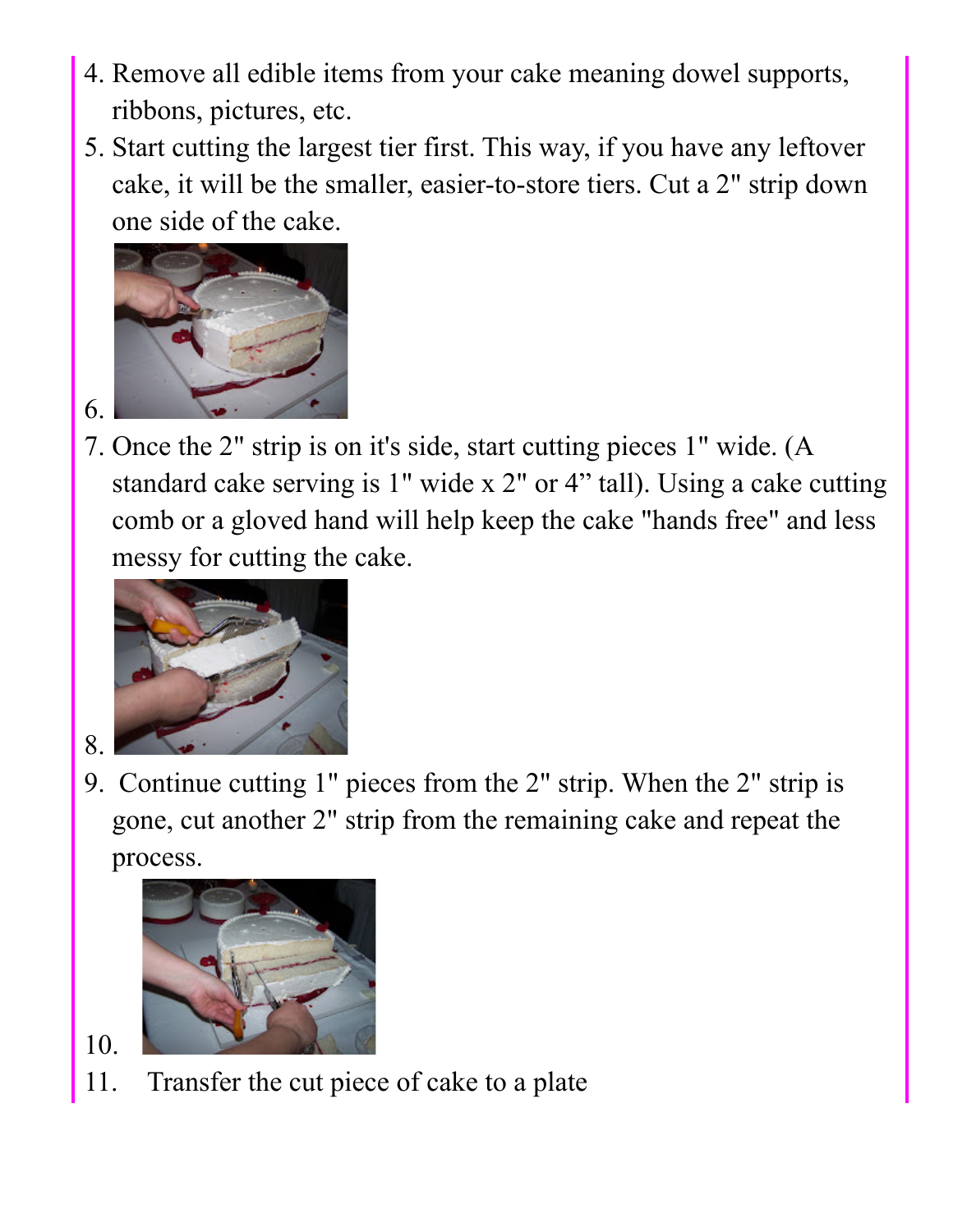4. Remove all edible items from your cake meaning dowel supports, ribbons, pictures, etc.
5. Start cutting the largest tier first. This way, if you have any leftover cake, it will be the smaller, easier-to-store tiers. Cut a 2" strip down one side of the cake.
6. 
7. Once the 2" strip is on it's side, start cutting pieces 1" wide. (A standard cake serving is 1" wide x 2" or 4" tall). Using a cake cutting comb or a gloved hand will help keep the cake "hands free" and less messy for cutting the cake.
8. 
9. Continue cutting 1" pieces from the 2" strip. When the 2" strip is gone, cut another 2" strip from the remaining cake and repeat the process.
10. 
11. Transfer the cut piece of cake to a plate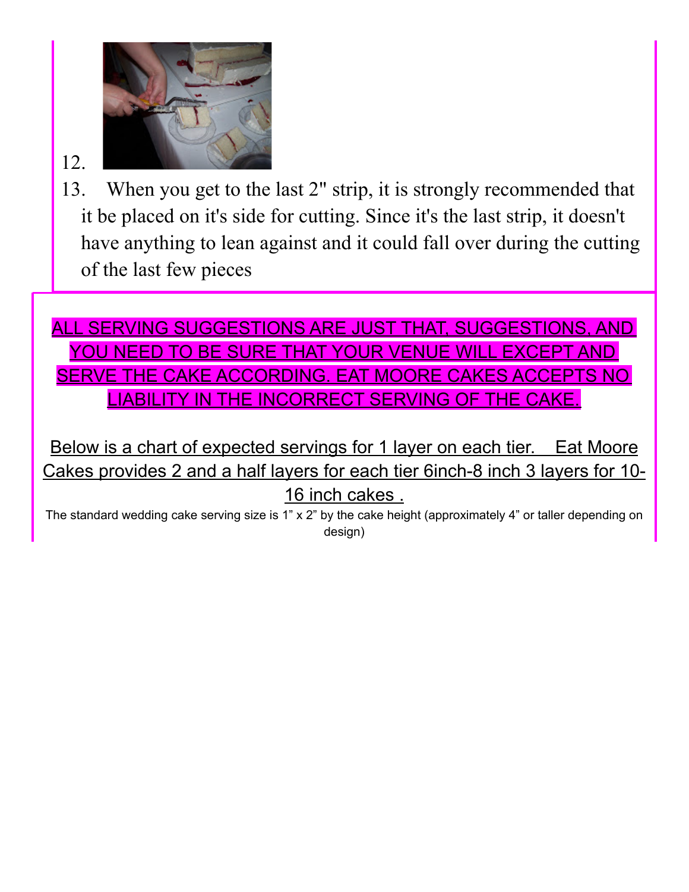12.

13. When you get to the last 2" strip, it is strongly recommended that it be placed on it's side for cutting. Since it's the last strip, it doesn't have anything to lean against and it could fall over during the cutting of the last few pieces

**ALL SERVING SUGGESTIONS ARE JUST THAT, SUGGESTIONS, AND YOU NEED TO BE SURE THAT YOUR VENUE WILL EXCEPT AND SERVE THE CAKE ACCORDING. EAT MOORE CAKES ACCEPTS NO LIABILITY IN THE INCORRECT SERVING OF THE CAKE.**

Below is a chart of expected servings for 1 layer on each tier. Eat Moore Cakes provides 2 and a half layers for each tier 6inch-8 inch 3 layers for 10-16 inch cakes .

The standard wedding cake serving size is 1” x 2” by the cake height (approximately 4” or taller depending on design)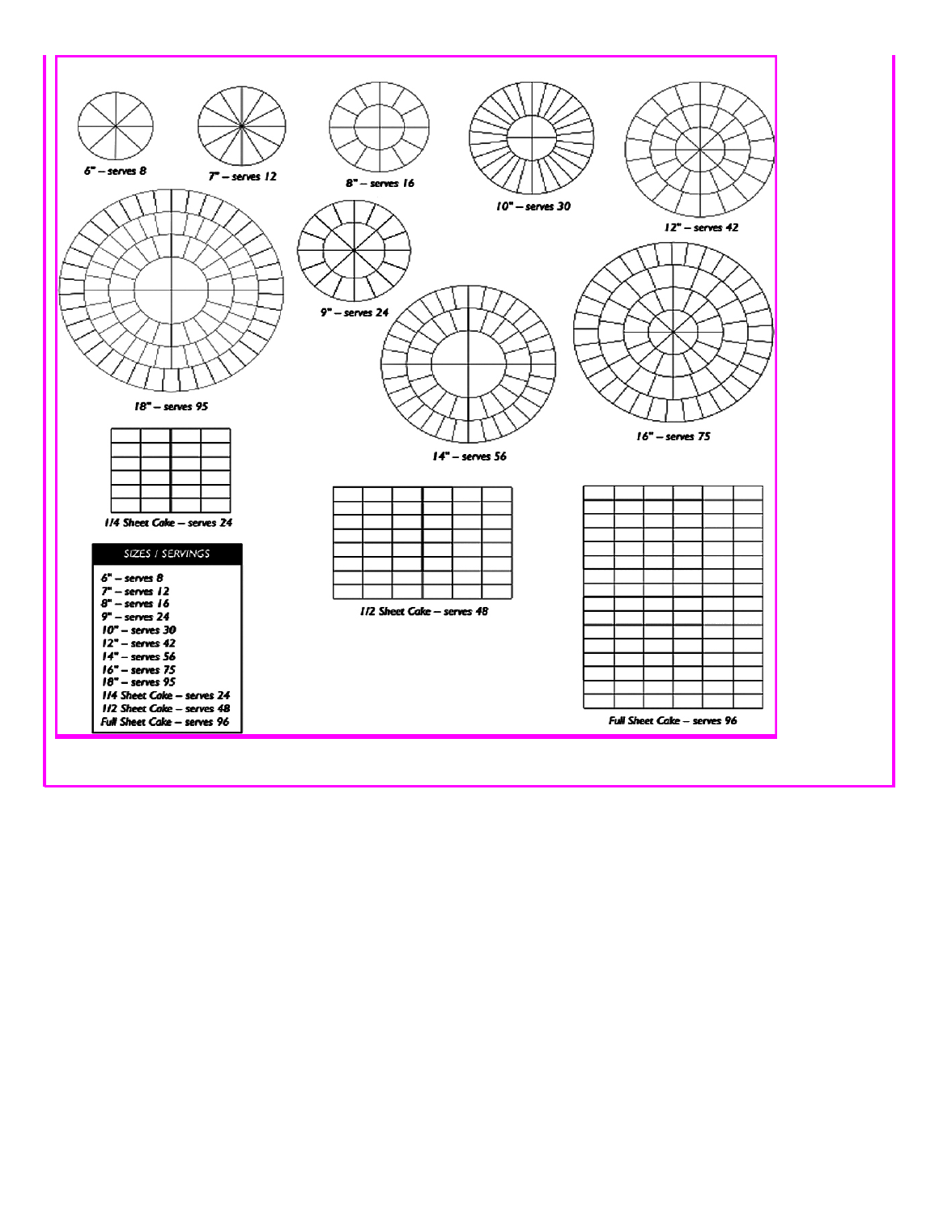6" – serves 8

7" – serves 12

8" – serves 16

10" – serves 30

12" – serves 42

18" – serves 95

9" – serves 24

16" – serves 75

14" – serves 56

1/4 Sheet Cake – serves 24

1/2 Sheet Cake – serves 48

Full Sheet Cake – serves 96

| SIZES / SERVINGS |
|---|
| 6" – serves 8 |
| 7" – serves 12 |
| 8" – serves 16 |
| 9" – serves 24 |
| 10" – serves 30 |
| 12" – serves 42 |
| 14" – serves 56 |
| 16" – serves 75 |
| 18" – serves 95 |
| 1/4 Sheet Cake – serves 24 |
| 1/2 Sheet Cake – serves 48 |
| Full Sheet Cake – serves 96 |